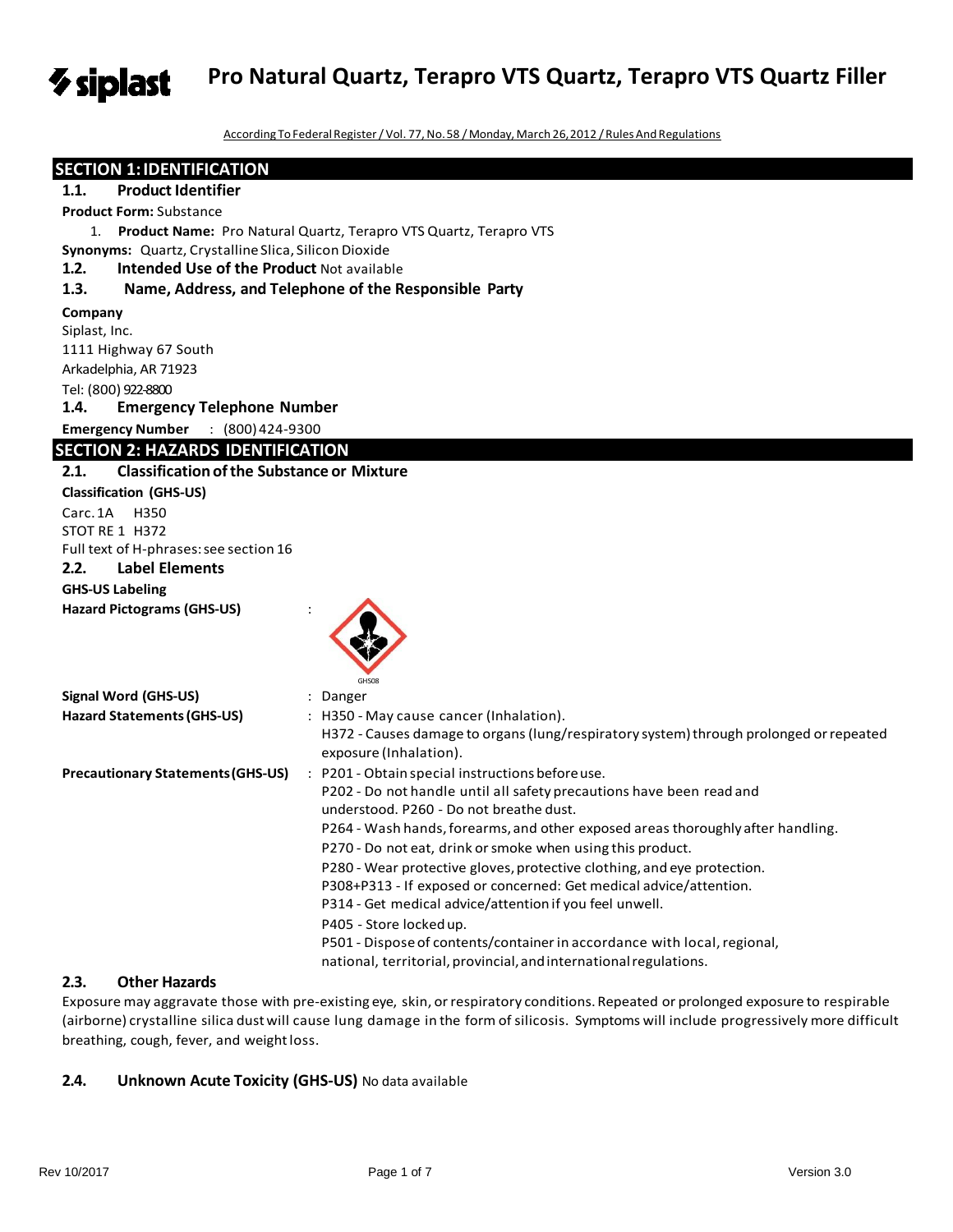# Pro Natural Quartz, Terapro VTS Quartz, Terapro VTS Quartz Filler

According To Federal Register / Vol. 77, No. 58 / Monday, March 26, 2012 / Rules And Regulations

## SECTION 1: IDENTIFICATION

### 1.1. Product Identifier

**Product Form:** Substance

1. **Product Name:** Pro Natural Quartz, Terapro VTS Quartz, Terapro VTS

**Synonyms:** Quartz, Crystalline Slica, Silicon Dioxide

### 1.2. Intended Use of the Product Not available

### 1.3. Name, Address, and Telephone of the Responsible Party

**Company**

Siplast, Inc.
1111 Highway 67 South
Arkadelphia, AR 71923
Tel: (800) 922-8800

### 1.4. Emergency Telephone Number

**Emergency Number** : (800) 424-9300

## SECTION 2: HAZARDS IDENTIFICATION

### 2.1. Classification of the Substance or Mixture

**Classification (GHS-US)**

Carc. 1A H350
STOT RE 1 H372
Full text of H-phrases: see section 16

### 2.2. Label Elements

**GHS-US Labeling**

**Hazard Pictograms (GHS-US)** :

GHS08

**Signal Word (GHS-US)** : Danger

**Hazard Statements (GHS-US)** : H350 - May cause cancer (Inhalation).
H372 - Causes damage to organs (lung/respiratory system) through prolonged or repeated exposure (Inhalation).

**Precautionary Statements (GHS-US)** : P201 - Obtain special instructions before use.
P202 - Do not handle until all safety precautions have been read and understood. P260 - Do not breathe dust.
P264 - Wash hands, forearms, and other exposed areas thoroughly after handling.
P270 - Do not eat, drink or smoke when using this product.
P280 - Wear protective gloves, protective clothing, and eye protection.
P308+P313 - If exposed or concerned: Get medical advice/attention.
P314 - Get medical advice/attention if you feel unwell.
P405 - Store locked up.
P501 - Dispose of contents/container in accordance with local, regional, national, territorial, provincial, and international regulations.

### 2.3. Other Hazards

Exposure may aggravate those with pre-existing eye, skin, or respiratory conditions. Repeated or prolonged exposure to respirable (airborne) crystalline silica dust will cause lung damage in the form of silicosis. Symptoms will include progressively more difficult breathing, cough, fever, and weight loss.

### 2.4. Unknown Acute Toxicity (GHS-US) No data available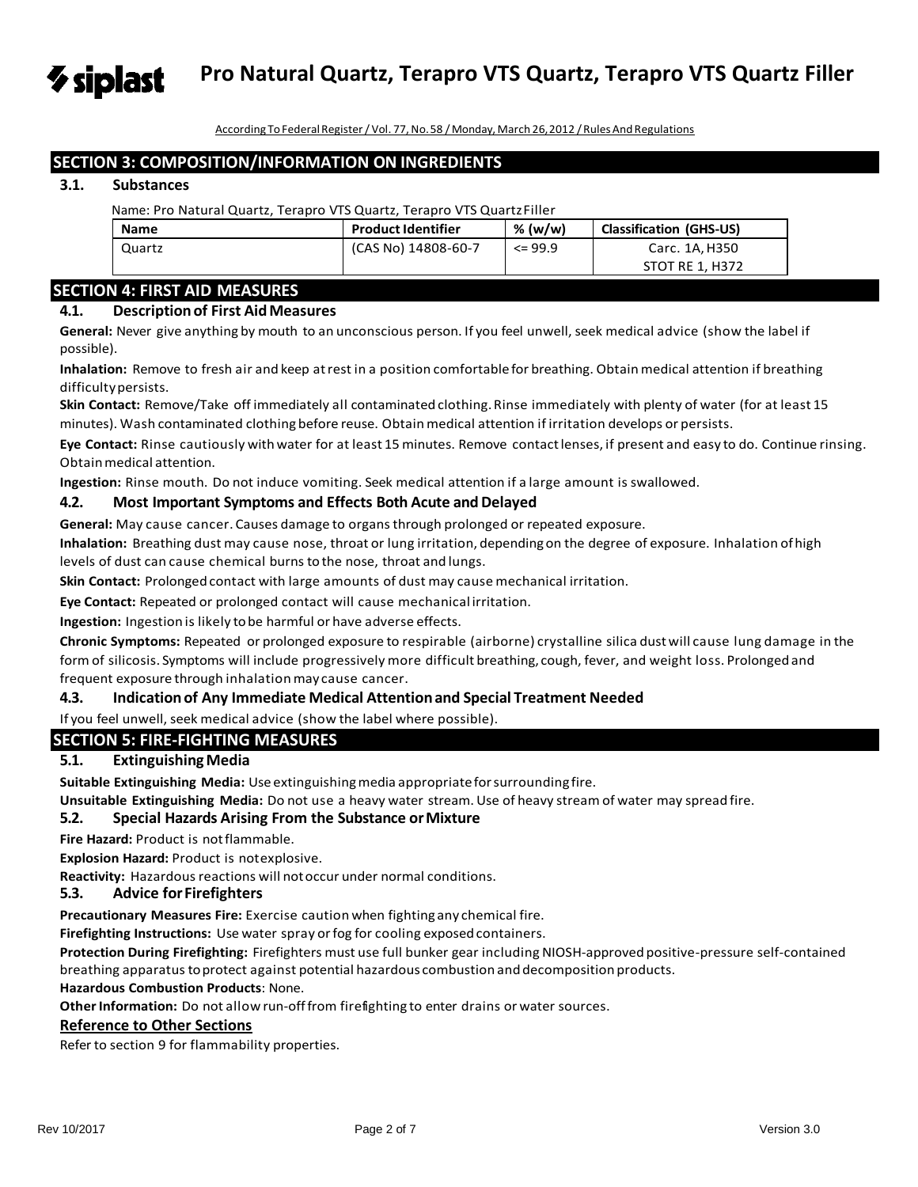## SECTION 3: COMPOSITION/INFORMATION ON INGREDIENTS

### 3.1. Substances

Name: Pro Natural Quartz, Terapro VTS Quartz, Terapro VTS Quartz Filler

| Name | Product Identifier | % (w/w) | Classification (GHS-US) |
|---|---|---|---|
| Quartz | (CAS No) 14808-60-7 | <= 99.9 | Carc. 1A, H350<br>STOT RE 1, H372 |

## SECTION 4: FIRST AID MEASURES

### 4.1. Description of First Aid Measures

**General:** Never give anything by mouth to an unconscious person. If you feel unwell, seek medical advice (show the label if possible).

**Inhalation:** Remove to fresh air and keep at rest in a position comfortable for breathing. Obtain medical attention if breathing difficulty persists.

**Skin Contact:** Remove/Take off immediately all contaminated clothing. Rinse immediately with plenty of water (for at least 15 minutes). Wash contaminated clothing before reuse. Obtain medical attention if irritation develops or persists.

**Eye Contact:** Rinse cautiously with water for at least 15 minutes. Remove contact lenses, if present and easy to do. Continue rinsing. Obtain medical attention.

**Ingestion:** Rinse mouth. Do not induce vomiting. Seek medical attention if a large amount is swallowed.

### 4.2. Most Important Symptoms and Effects Both Acute and Delayed

**General:** May cause cancer. Causes damage to organs through prolonged or repeated exposure.

**Inhalation:** Breathing dust may cause nose, throat or lung irritation, depending on the degree of exposure. Inhalation of high levels of dust can cause chemical burns to the nose, throat and lungs.

**Skin Contact:** Prolonged contact with large amounts of dust may cause mechanical irritation.

**Eye Contact:** Repeated or prolonged contact will cause mechanical irritation.

**Ingestion:** Ingestion is likely to be harmful or have adverse effects.

**Chronic Symptoms:** Repeated or prolonged exposure to respirable (airborne) crystalline silica dust will cause lung damage in the form of silicosis. Symptoms will include progressively more difficult breathing, cough, fever, and weight loss. Prolonged and frequent exposure through inhalation may cause cancer.

### 4.3. Indication of Any Immediate Medical Attention and Special Treatment Needed

If you feel unwell, seek medical advice (show the label where possible).

## SECTION 5: FIRE-FIGHTING MEASURES

### 5.1. Extinguishing Media

**Suitable Extinguishing Media:** Use extinguishing media appropriate for surrounding fire.

**Unsuitable Extinguishing Media:** Do not use a heavy water stream. Use of heavy stream of water may spread fire.

### 5.2. Special Hazards Arising From the Substance or Mixture

**Fire Hazard:** Product is not flammable.

**Explosion Hazard:** Product is not explosive.

**Reactivity:** Hazardous reactions will not occur under normal conditions.

### 5.3. Advice for Firefighters

**Precautionary Measures Fire:** Exercise caution when fighting any chemical fire.

**Firefighting Instructions:** Use water spray or fog for cooling exposed containers.

**Protection During Firefighting:** Firefighters must use full bunker gear including NIOSH-approved positive-pressure self-contained breathing apparatus to protect against potential hazardous combustion and decomposition products.

**Hazardous Combustion Products**: None.

**Other Information:** Do not allow run-off from firefighting to enter drains or water sources.

**Reference to Other Sections**

Refer to section 9 for flammability properties.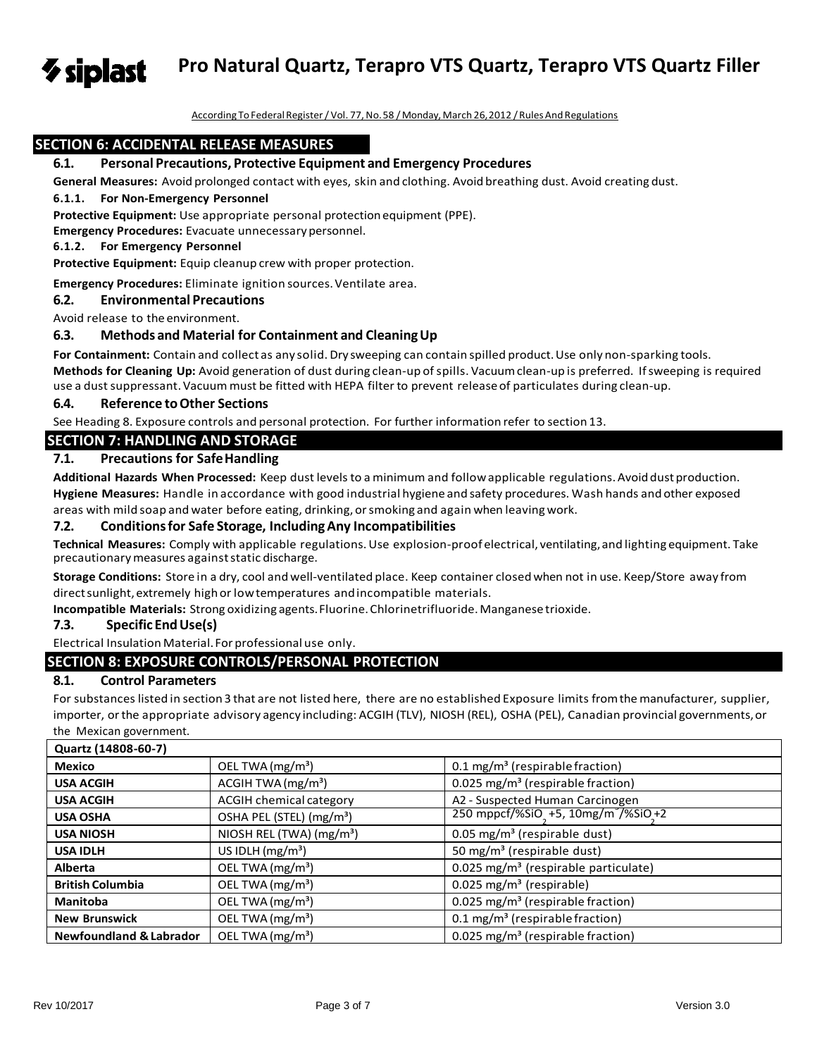## SECTION 6: ACCIDENTAL RELEASE MEASURES

### 6.1. Personal Precautions, Protective Equipment and Emergency Procedures

**General Measures:** Avoid prolonged contact with eyes, skin and clothing. Avoid breathing dust. Avoid creating dust.

#### 6.1.1. For Non-Emergency Personnel

**Protective Equipment:** Use appropriate personal protection equipment (PPE).

**Emergency Procedures:** Evacuate unnecessary personnel.

#### 6.1.2. For Emergency Personnel

**Protective Equipment:** Equip cleanup crew with proper protection.

**Emergency Procedures:** Eliminate ignition sources. Ventilate area.

### 6.2. Environmental Precautions

Avoid release to the environment.

### 6.3. Methods and Material for Containment and Cleaning Up

**For Containment:** Contain and collect as any solid. Dry sweeping can contain spilled product. Use only non-sparking tools.

**Methods for Cleaning Up:** Avoid generation of dust during clean-up of spills. Vacuum clean-up is preferred. If sweeping is required use a dust suppressant. Vacuum must be fitted with HEPA filter to prevent release of particulates during clean-up.

### 6.4. Reference to Other Sections

See Heading 8. Exposure controls and personal protection. For further information refer to section 13.

## SECTION 7: HANDLING AND STORAGE

### 7.1. Precautions for Safe Handling

**Additional Hazards When Processed:** Keep dust levels to a minimum and follow applicable regulations. Avoid dust production.

**Hygiene Measures:** Handle in accordance with good industrial hygiene and safety procedures. Wash hands and other exposed areas with mild soap and water before eating, drinking, or smoking and again when leaving work.

### 7.2. Conditions for Safe Storage, Including Any Incompatibilities

**Technical Measures:** Comply with applicable regulations. Use explosion-proof electrical, ventilating, and lighting equipment. Take precautionary measures against static discharge.

**Storage Conditions:** Store in a dry, cool and well-ventilated place. Keep container closed when not in use. Keep/Store away from direct sunlight, extremely high or low temperatures and incompatible materials.

**Incompatible Materials:** Strong oxidizing agents. Fluorine. Chlorinetrifluoride. Manganese trioxide.

### 7.3. Specific End Use(s)

Electrical Insulation Material. For professional use only.

## SECTION 8: EXPOSURE CONTROLS/PERSONAL PROTECTION

### 8.1. Control Parameters

For substances listed in section 3 that are not listed here, there are no established Exposure limits from the manufacturer, supplier, importer, or the appropriate advisory agency including: ACGIH (TLV), NIOSH (REL), OSHA (PEL), Canadian provincial governments, or the Mexican government.

| Quartz (14808-60-7) | | |
|---|---|---|
| **Mexico** | OEL TWA (mg/m³) | 0.1 mg/m³ (respirable fraction) |
| **USA ACGIH** | ACGIH TWA (mg/m³) | 0.025 mg/m³ (respirable fraction) |
| **USA ACGIH** | ACGIH chemical category | A2 - Suspected Human Carcinogen |
| **USA OSHA** | OSHA PEL (STEL) (mg/m³) | 250 mppcf/%$SiO_2$ +5, 10mg/m³/%$SiO_2$+2 |
| **USA NIOSH** | NIOSH REL (TWA) (mg/m³) | 0.05 mg/m³ (respirable dust) |
| **USA IDLH** | US IDLH (mg/m³) | 50 mg/m³ (respirable dust) |
| **Alberta** | OEL TWA (mg/m³) | 0.025 mg/m³ (respirable particulate) |
| **British Columbia** | OEL TWA (mg/m³) | 0.025 mg/m³ (respirable) |
| **Manitoba** | OEL TWA (mg/m³) | 0.025 mg/m³ (respirable fraction) |
| **New Brunswick** | OEL TWA (mg/m³) | 0.1 mg/m³ (respirable fraction) |
| **Newfoundland & Labrador** | OEL TWA (mg/m³) | 0.025 mg/m³ (respirable fraction) |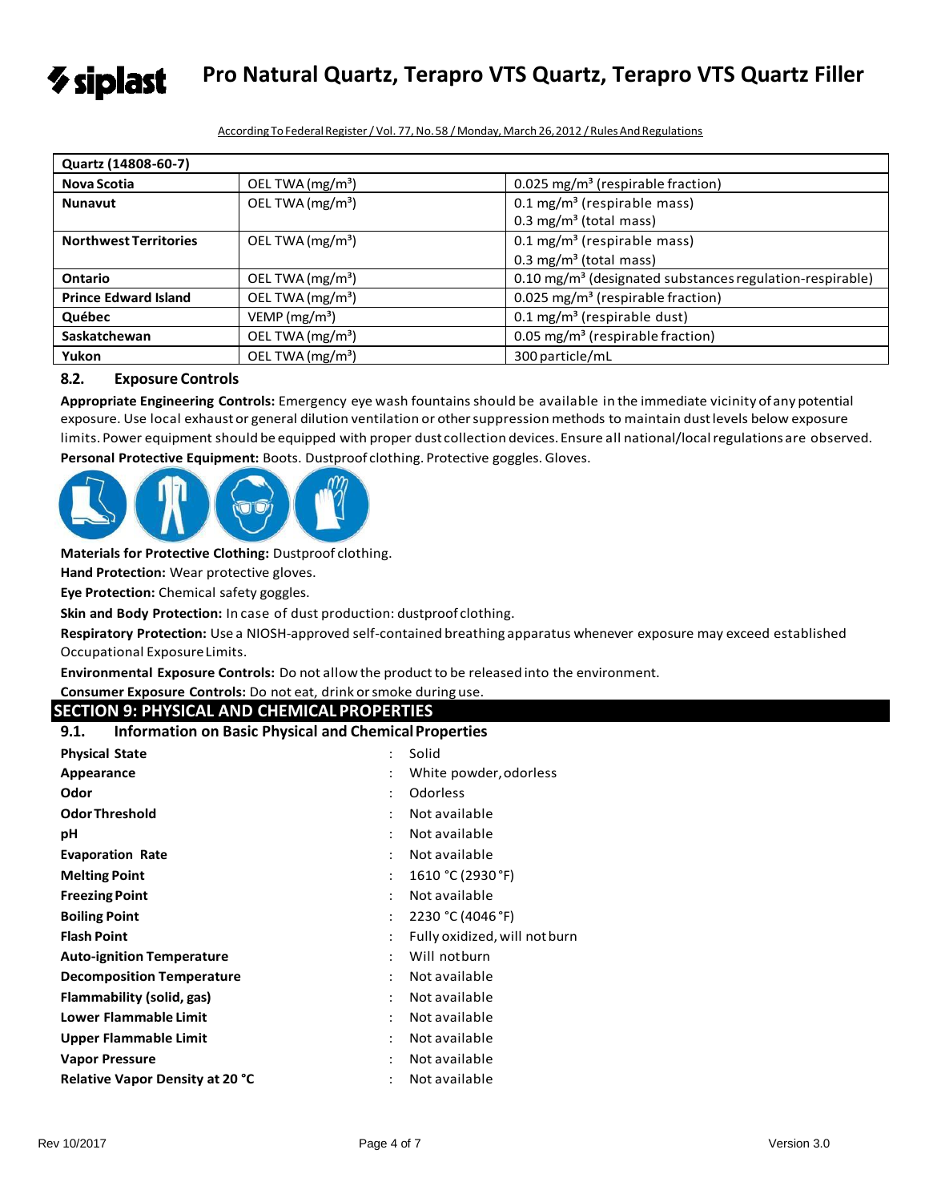| Quartz (14808-60-7) | | |
|---|---|---|
| **Nova Scotia** | OEL TWA (mg/m³) | 0.025 mg/m³ (respirable fraction) |
| **Nunavut** | OEL TWA (mg/m³) | 0.1 mg/m³ (respirable mass)<br>0.3 mg/m³ (total mass) |
| **Northwest Territories** | OEL TWA (mg/m³) | 0.1 mg/m³ (respirable mass)<br>0.3 mg/m³ (total mass) |
| **Ontario** | OEL TWA (mg/m³) | 0.10 mg/m³ (designated substances regulation-respirable) |
| **Prince Edward Island** | OEL TWA (mg/m³) | 0.025 mg/m³ (respirable fraction) |
| **Québec** | VEMP (mg/m³) | 0.1 mg/m³ (respirable dust) |
| **Saskatchewan** | OEL TWA (mg/m³) | 0.05 mg/m³ (respirable fraction) |
| **Yukon** | OEL TWA (mg/m³) | 300 particle/mL |

### 8.2. Exposure Controls

**Appropriate Engineering Controls:** Emergency eye wash fountains should be available in the immediate vicinity of any potential exposure. Use local exhaust or general dilution ventilation or other suppression methods to maintain dust levels below exposure limits. Power equipment should be equipped with proper dust collection devices. Ensure all national/local regulations are observed.

**Personal Protective Equipment:** Boots. Dustproof clothing. Protective goggles. Gloves.

**Materials for Protective Clothing:** Dustproof clothing.

**Hand Protection:** Wear protective gloves.

**Eye Protection:** Chemical safety goggles.

**Skin and Body Protection:** In case of dust production: dustproof clothing.

**Respiratory Protection:** Use a NIOSH-approved self-contained breathing apparatus whenever exposure may exceed established Occupational Exposure Limits.

**Environmental Exposure Controls:** Do not allow the product to be released into the environment.

**Consumer Exposure Controls:** Do not eat, drink or smoke during use.

## SECTION 9: PHYSICAL AND CHEMICAL PROPERTIES

### 9.1. Information on Basic Physical and Chemical Properties

| | | |
|---|---|---|
| **Physical State** | : | Solid |
| **Appearance** | : | White powder, odorless |
| **Odor** | : | Odorless |
| **Odor Threshold** | : | Not available |
| **pH** | : | Not available |
| **Evaporation Rate** | : | Not available |
| **Melting Point** | : | 1610 °C (2930 °F) |
| **Freezing Point** | : | Not available |
| **Boiling Point** | : | 2230 °C (4046 °F) |
| **Flash Point** | : | Fully oxidized, will not burn |
| **Auto-ignition Temperature** | : | Will not burn |
| **Decomposition Temperature** | : | Not available |
| **Flammability (solid, gas)** | : | Not available |
| **Lower Flammable Limit** | : | Not available |
| **Upper Flammable Limit** | : | Not available |
| **Vapor Pressure** | : | Not available |
| **Relative Vapor Density at 20 °C** | : | Not available |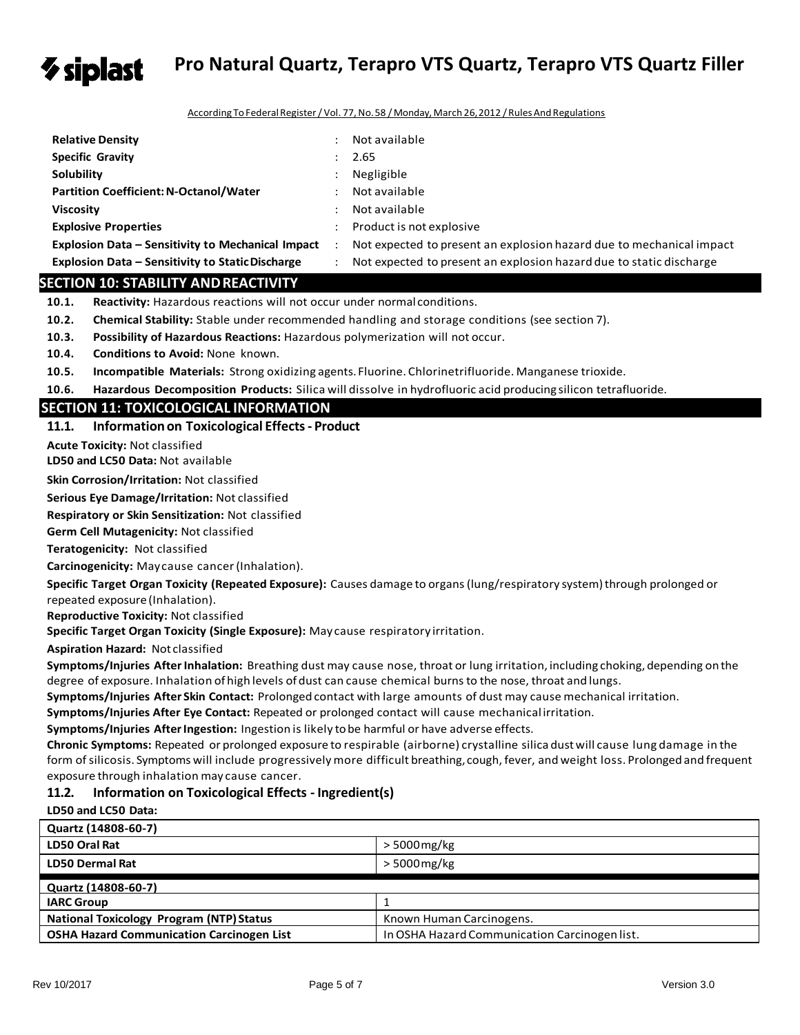| | | |
|---|---|---|
| **Relative Density** | : | Not available |
| **Specific Gravity** | : | 2.65 |
| **Solubility** | : | Negligible |
| **Partition Coefficient: N-Octanol/Water** | : | Not available |
| **Viscosity** | : | Not available |
| **Explosive Properties** | : | Product is not explosive |
| **Explosion Data – Sensitivity to Mechanical Impact** | : | Not expected to present an explosion hazard due to mechanical impact |
| **Explosion Data – Sensitivity to Static Discharge** | : | Not expected to present an explosion hazard due to static discharge |

## SECTION 10: STABILITY AND REACTIVITY

**10.1. Reactivity:** Hazardous reactions will not occur under normal conditions.

**10.2. Chemical Stability:** Stable under recommended handling and storage conditions (see section 7).

**10.3. Possibility of Hazardous Reactions:** Hazardous polymerization will not occur.

**10.4. Conditions to Avoid:** None known.

**10.5. Incompatible Materials:** Strong oxidizing agents. Fluorine. Chlorinetrifluoride. Manganese trioxide.

**10.6. Hazardous Decomposition Products:** Silica will dissolve in hydrofluoric acid producing silicon tetrafluoride.

## SECTION 11: TOXICOLOGICAL INFORMATION

### 11.1. Information on Toxicological Effects - Product

**Acute Toxicity:** Not classified

**LD50 and LC50 Data:** Not available

**Skin Corrosion/Irritation:** Not classified

**Serious Eye Damage/Irritation:** Not classified

**Respiratory or Skin Sensitization:** Not classified

**Germ Cell Mutagenicity:** Not classified

**Teratogenicity:** Not classified

**Carcinogenicity:** May cause cancer (Inhalation).

**Specific Target Organ Toxicity (Repeated Exposure):** Causes damage to organs (lung/respiratory system) through prolonged or repeated exposure (Inhalation).

**Reproductive Toxicity:** Not classified

**Specific Target Organ Toxicity (Single Exposure):** May cause respiratory irritation.

**Aspiration Hazard:** Not classified

**Symptoms/Injuries After Inhalation:** Breathing dust may cause nose, throat or lung irritation, including choking, depending on the degree of exposure. Inhalation of high levels of dust can cause chemical burns to the nose, throat and lungs.

**Symptoms/Injuries After Skin Contact:** Prolonged contact with large amounts of dust may cause mechanical irritation.

**Symptoms/Injuries After Eye Contact:** Repeated or prolonged contact will cause mechanical irritation.

**Symptoms/Injuries After Ingestion:** Ingestion is likely to be harmful or have adverse effects.

**Chronic Symptoms:** Repeated or prolonged exposure to respirable (airborne) crystalline silica dust will cause lung damage in the form of silicosis. Symptoms will include progressively more difficult breathing, cough, fever, and weight loss. Prolonged and frequent exposure through inhalation may cause cancer.

### 11.2. Information on Toxicological Effects - Ingredient(s)

**LD50 and LC50 Data:**

| Quartz (14808-60-7) | |
|---|---|
| **LD50 Oral Rat** | > 5000 mg/kg |
| **LD50 Dermal Rat** | > 5000 mg/kg |

| Quartz (14808-60-7) | |
|---|---|
| **IARC Group** | 1 |
| **National Toxicology Program (NTP) Status** | Known Human Carcinogens. |
| **OSHA Hazard Communication Carcinogen List** | In OSHA Hazard Communication Carcinogen list. |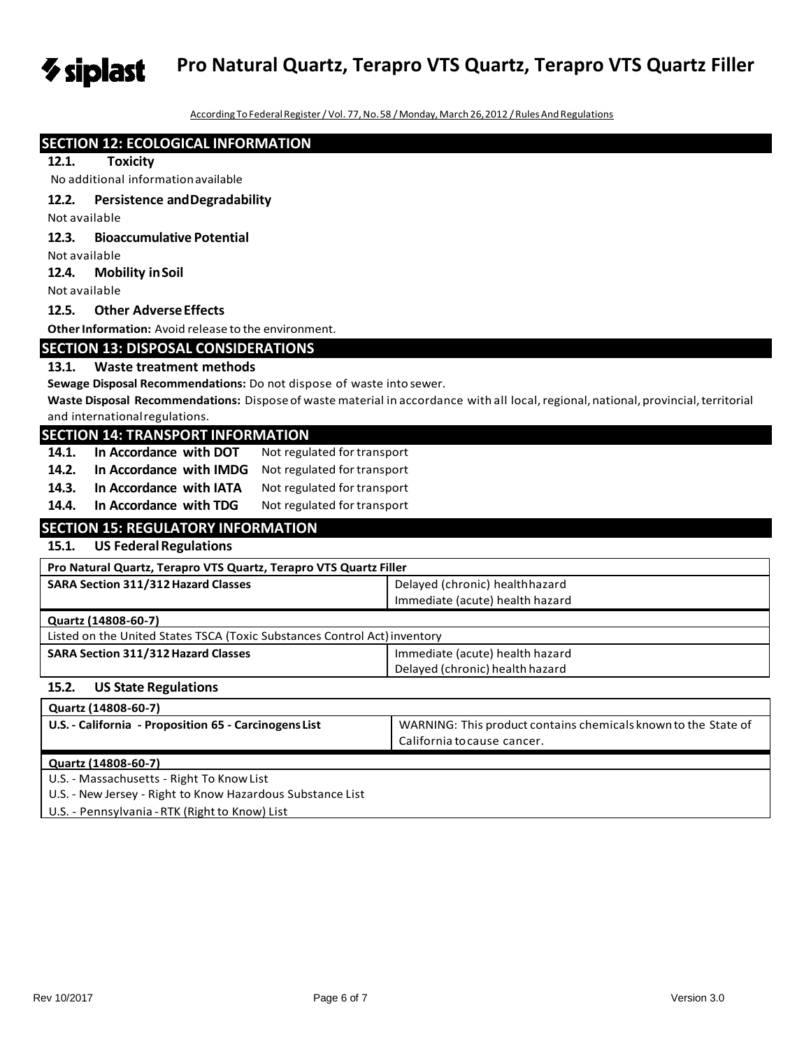According To Federal Register / Vol. 77, No. 58 / Monday, March 26, 2012 / Rules And Regulations

## SECTION 12: ECOLOGICAL INFORMATION

### 12.1. Toxicity

No additional information available

### 12.2. Persistence and Degradability

Not available

### 12.3. Bioaccumulative Potential

Not available

### 12.4. Mobility in Soil

Not available

### 12.5. Other Adverse Effects

**Other Information:** Avoid release to the environment.

## SECTION 13: DISPOSAL CONSIDERATIONS

### 13.1. Waste treatment methods

**Sewage Disposal Recommendations:** Do not dispose of waste into sewer.

**Waste Disposal Recommendations:** Dispose of waste material in accordance with all local, regional, national, provincial, territorial and international regulations.

## SECTION 14: TRANSPORT INFORMATION

**14.1. In Accordance with DOT** Not regulated for transport

**14.2. In Accordance with IMDG** Not regulated for transport

**14.3. In Accordance with IATA** Not regulated for transport

**14.4. In Accordance with TDG** Not regulated for transport

## SECTION 15: REGULATORY INFORMATION

### 15.1. US Federal Regulations

| **Pro Natural Quartz, Terapro VTS Quartz, Terapro VTS Quartz Filler** | |
|---|---|
| **SARA Section 311/312 Hazard Classes** | Delayed (chronic) health hazard<br>Immediate (acute) health hazard |

| **Quartz (14808-60-7)** | |
|---|---|
| Listed on the United States TSCA (Toxic Substances Control Act) inventory | |
| **SARA Section 311/312 Hazard Classes** | Immediate (acute) health hazard<br>Delayed (chronic) health hazard |

### 15.2. US State Regulations

| **Quartz (14808-60-7)** | |
|---|---|
| **U.S. - California - Proposition 65 - Carcinogens List** | WARNING: This product contains chemicals known to the State of California to cause cancer. |

| **Quartz (14808-60-7)** |
|---|
| U.S. - Massachusetts - Right To Know List |
| U.S. - New Jersey - Right to Know Hazardous Substance List |
| U.S. - Pennsylvania - RTK (Right to Know) List |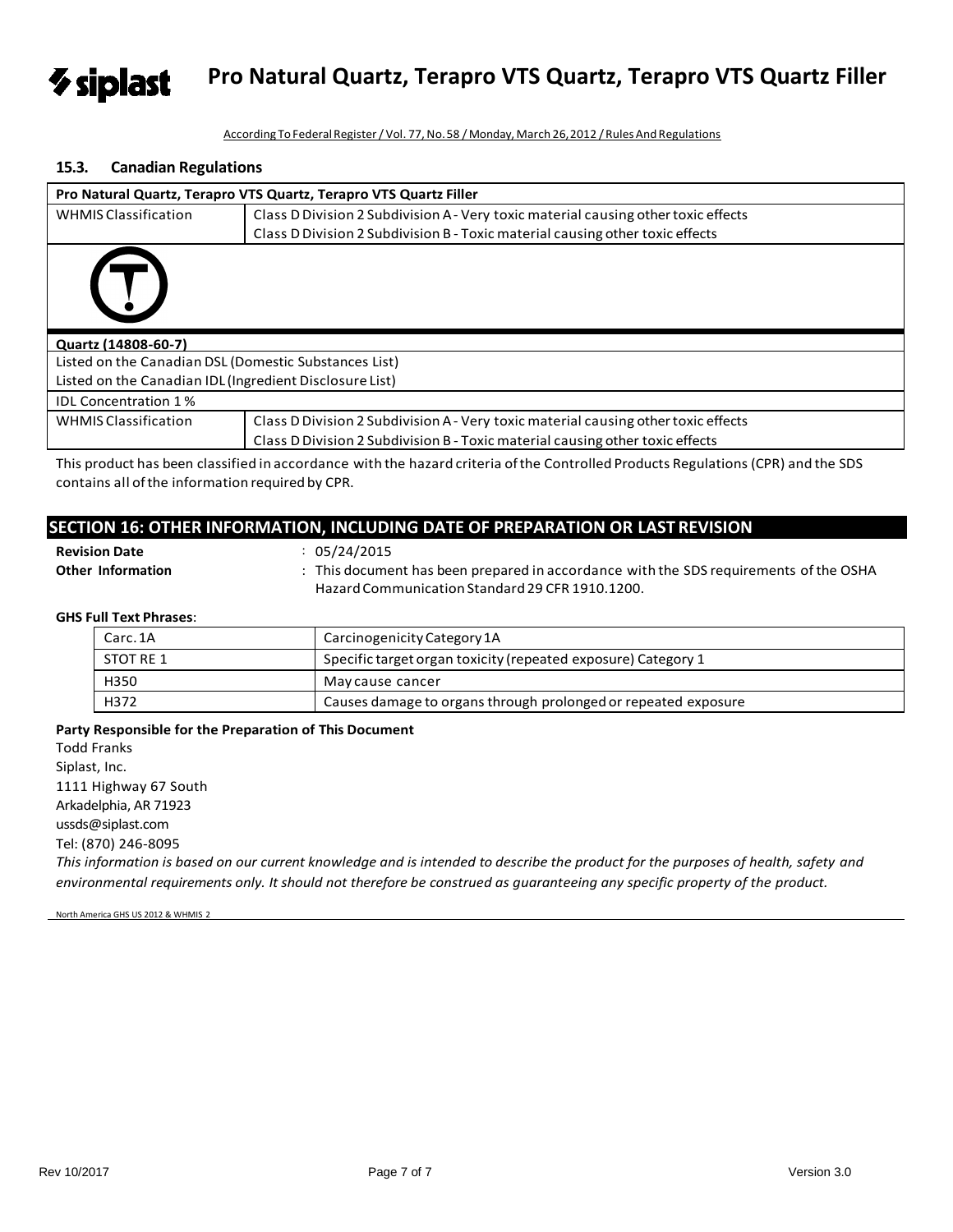According To Federal Register / Vol. 77, No. 58 / Monday, March 26, 2012 / Rules And Regulations

### 15.3. Canadian Regulations

| Pro Natural Quartz, Terapro VTS Quartz, Terapro VTS Quartz Filler | |
|---|---|
| WHMIS Classification | Class D Division 2 Subdivision A - Very toxic material causing other toxic effects<br>Class D Division 2 Subdivision B - Toxic material causing other toxic effects |

| Quartz (14808-60-7) | |
|---|---|
| Listed on the Canadian DSL (Domestic Substances List) | |
| Listed on the Canadian IDL (Ingredient Disclosure List) | |
| IDL Concentration 1 % | |
| WHMIS Classification | Class D Division 2 Subdivision A - Very toxic material causing other toxic effects<br>Class D Division 2 Subdivision B - Toxic material causing other toxic effects |

This product has been classified in accordance with the hazard criteria of the Controlled Products Regulations (CPR) and the SDS contains all of the information required by CPR.

## SECTION 16: OTHER INFORMATION, INCLUDING DATE OF PREPARATION OR LAST REVISION

**Revision Date** : 05/24/2015

**Other Information** : This document has been prepared in accordance with the SDS requirements of the OSHA Hazard Communication Standard 29 CFR 1910.1200.

**GHS Full Text Phrases**:

| | |
|---|---|
| Carc. 1A | Carcinogenicity Category 1A |
| STOT RE 1 | Specific target organ toxicity (repeated exposure) Category 1 |
| H350 | May cause cancer |
| H372 | Causes damage to organs through prolonged or repeated exposure |

**Party Responsible for the Preparation of This Document**

Todd Franks
Siplast, Inc.
1111 Highway 67 South
Arkadelphia, AR 71923
ussds@siplast.com
Tel: (870) 246-8095

*This information is based on our current knowledge and is intended to describe the product for the purposes of health, safety and environmental requirements only. It should not therefore be construed as guaranteeing any specific property of the product.*

North America GHS US 2012 & WHMIS 2